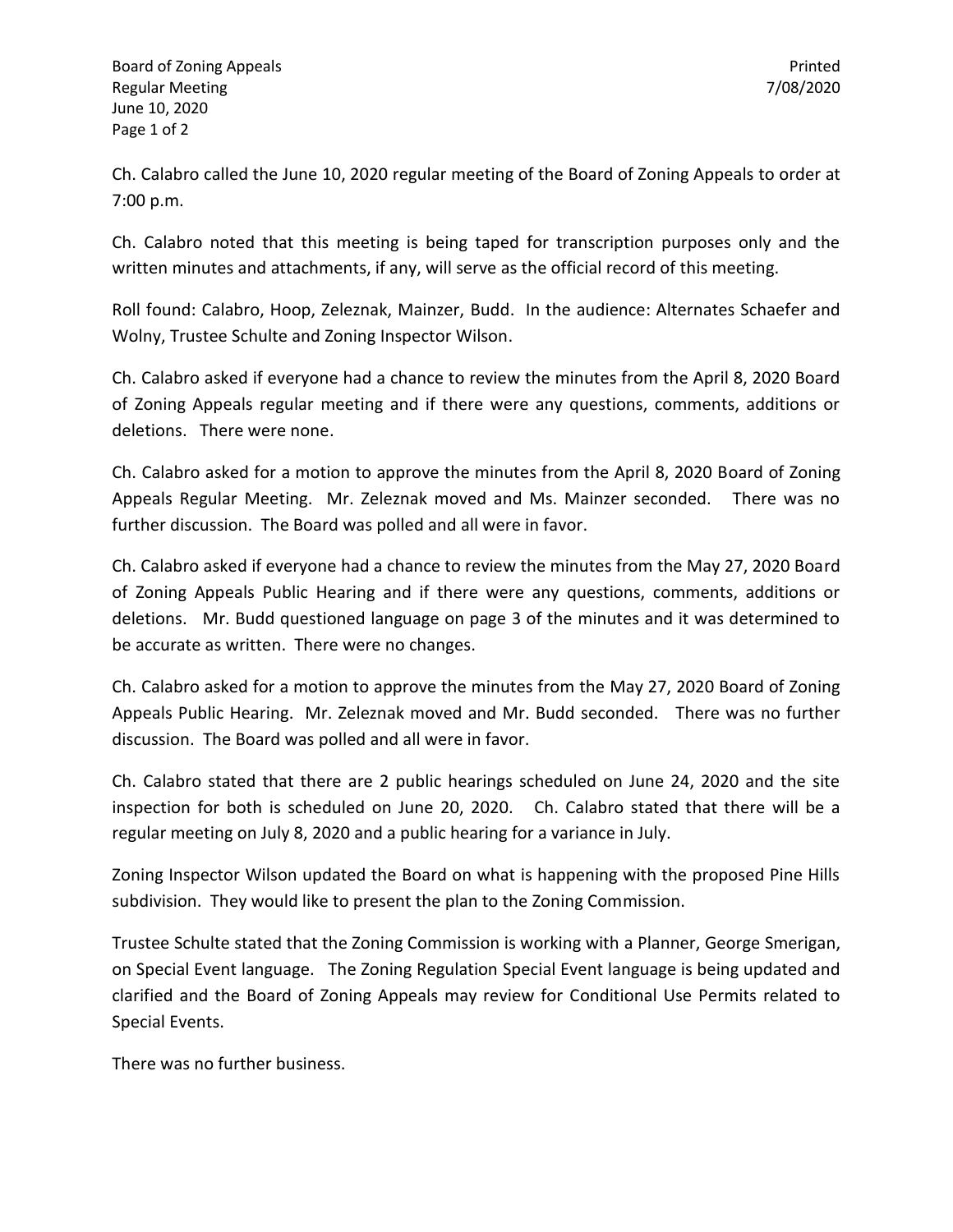Ch. Calabro called the June 10, 2020 regular meeting of the Board of Zoning Appeals to order at 7:00 p.m.

Ch. Calabro noted that this meeting is being taped for transcription purposes only and the written minutes and attachments, if any, will serve as the official record of this meeting.

Roll found: Calabro, Hoop, Zeleznak, Mainzer, Budd. In the audience: Alternates Schaefer and Wolny, Trustee Schulte and Zoning Inspector Wilson.

Ch. Calabro asked if everyone had a chance to review the minutes from the April 8, 2020 Board of Zoning Appeals regular meeting and if there were any questions, comments, additions or deletions. There were none.

Ch. Calabro asked for a motion to approve the minutes from the April 8, 2020 Board of Zoning Appeals Regular Meeting. Mr. Zeleznak moved and Ms. Mainzer seconded. There was no further discussion. The Board was polled and all were in favor.

Ch. Calabro asked if everyone had a chance to review the minutes from the May 27, 2020 Board of Zoning Appeals Public Hearing and if there were any questions, comments, additions or deletions. Mr. Budd questioned language on page 3 of the minutes and it was determined to be accurate as written. There were no changes.

Ch. Calabro asked for a motion to approve the minutes from the May 27, 2020 Board of Zoning Appeals Public Hearing. Mr. Zeleznak moved and Mr. Budd seconded. There was no further discussion. The Board was polled and all were in favor.

Ch. Calabro stated that there are 2 public hearings scheduled on June 24, 2020 and the site inspection for both is scheduled on June 20, 2020. Ch. Calabro stated that there will be a regular meeting on July 8, 2020 and a public hearing for a variance in July.

Zoning Inspector Wilson updated the Board on what is happening with the proposed Pine Hills subdivision. They would like to present the plan to the Zoning Commission.

Trustee Schulte stated that the Zoning Commission is working with a Planner, George Smerigan, on Special Event language. The Zoning Regulation Special Event language is being updated and clarified and the Board of Zoning Appeals may review for Conditional Use Permits related to Special Events.

There was no further business.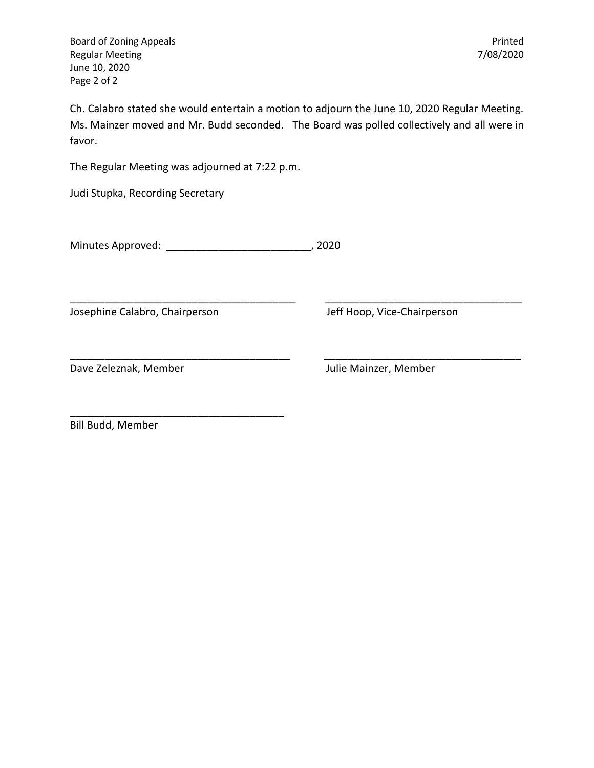Ch. Calabro stated she would entertain a motion to adjourn the June 10, 2020 Regular Meeting. Ms. Mainzer moved and Mr. Budd seconded. The Board was polled collectively and all were in favor.

The Regular Meeting was adjourned at 7:22 p.m.

Judi Stupka, Recording Secretary

Minutes Approved: ________________________, 2020

________________________________________
Josephine Calabro, Chairperson

________________________________________
Jeff Hoop, Vice-Chairperson

________________________________________
Dave Zeleznak, Member

________________________________________
Julie Mainzer, Member

________________________________________
Bill Budd, Member